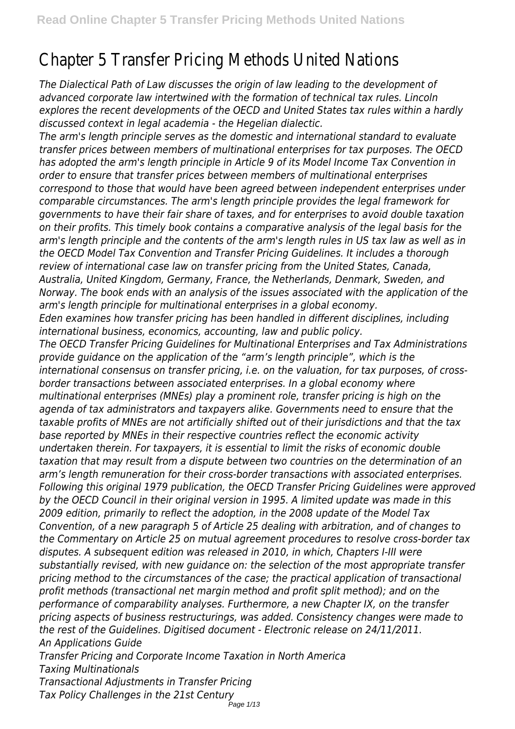# Chapter 5 Transfer Pricing Methods United Nations

*The Dialectical Path of Law discusses the origin of law leading to the development of advanced corporate law intertwined with the formation of technical tax rules. Lincoln explores the recent developments of the OECD and United States tax rules within a hardly discussed context in legal academia - the Hegelian dialectic.*

*The arm's length principle serves as the domestic and international standard to evaluate transfer prices between members of multinational enterprises for tax purposes. The OECD has adopted the arm's length principle in Article 9 of its Model Income Tax Convention in order to ensure that transfer prices between members of multinational enterprises correspond to those that would have been agreed between independent enterprises under comparable circumstances. The arm's length principle provides the legal framework for governments to have their fair share of taxes, and for enterprises to avoid double taxation on their profits. This timely book contains a comparative analysis of the legal basis for the arm's length principle and the contents of the arm's length rules in US tax law as well as in the OECD Model Tax Convention and Transfer Pricing Guidelines. It includes a thorough review of international case law on transfer pricing from the United States, Canada, Australia, United Kingdom, Germany, France, the Netherlands, Denmark, Sweden, and Norway. The book ends with an analysis of the issues associated with the application of the arm's length principle for multinational enterprises in a global economy.*

*Eden examines how transfer pricing has been handled in different disciplines, including international business, economics, accounting, law and public policy.*

*The OECD Transfer Pricing Guidelines for Multinational Enterprises and Tax Administrations provide guidance on the application of the "arm's length principle", which is the international consensus on transfer pricing, i.e. on the valuation, for tax purposes, of cross-border transactions between associated enterprises. In a global economy where multinational enterprises (MNEs) play a prominent role, transfer pricing is high on the agenda of tax administrators and taxpayers alike. Governments need to ensure that the taxable profits of MNEs are not artificially shifted out of their jurisdictions and that the tax base reported by MNEs in their respective countries reflect the economic activity undertaken therein. For taxpayers, it is essential to limit the risks of economic double taxation that may result from a dispute between two countries on the determination of an arm's length remuneration for their cross-border transactions with associated enterprises. Following this original 1979 publication, the OECD Transfer Pricing Guidelines were approved by the OECD Council in their original version in 1995. A limited update was made in this 2009 edition, primarily to reflect the adoption, in the 2008 update of the Model Tax Convention, of a new paragraph 5 of Article 25 dealing with arbitration, and of changes to the Commentary on Article 25 on mutual agreement procedures to resolve cross-border tax disputes. A subsequent edition was released in 2010, in which, Chapters I-III were substantially revised, with new guidance on: the selection of the most appropriate transfer pricing method to the circumstances of the case; the practical application of transactional profit methods (transactional net margin method and profit split method); and on the performance of comparability analyses. Furthermore, a new Chapter IX, on the transfer pricing aspects of business restructurings, was added. Consistency changes were made to the rest of the Guidelines. Digitised document - Electronic release on 24/11/2011.*

*An Applications Guide*

*Transfer Pricing and Corporate Income Taxation in North America*

*Taxing Multinationals*

*Transactional Adjustments in Transfer Pricing*

*Tax Policy Challenges in the 21st Century*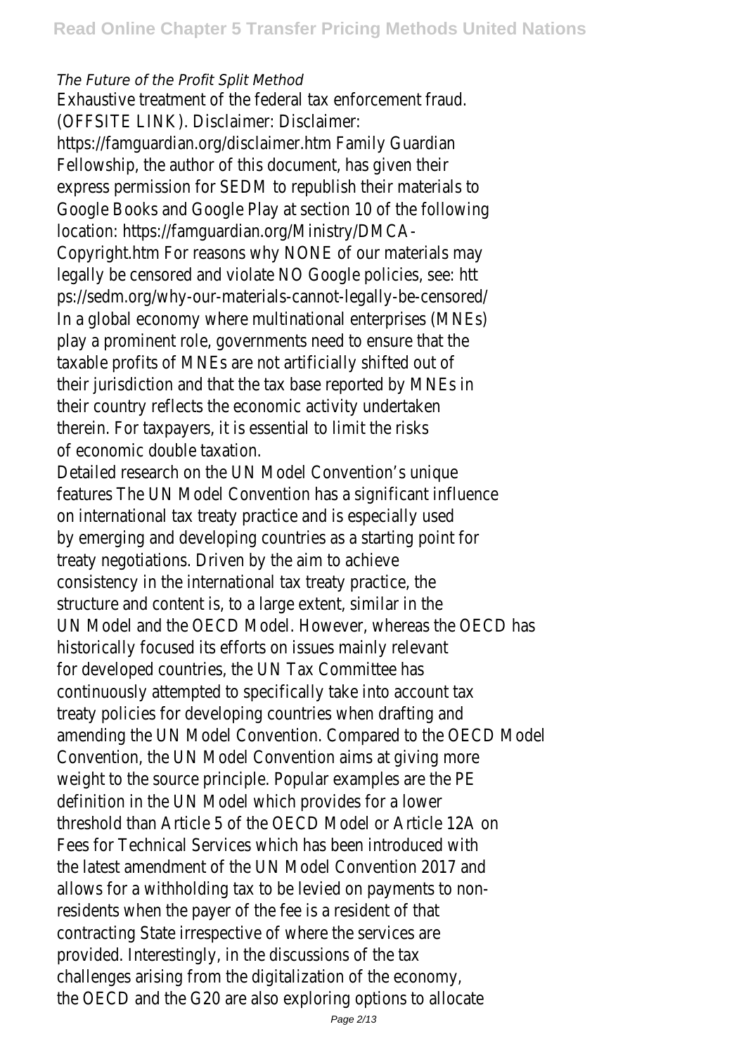*The Future of the Profit Split Method*

Exhaustive treatment of the federal tax enforcement fraud. (OFFSITE LINK). Disclaimer: Disclaimer: https://famguardian.org/disclaimer.htm Family Guardian Fellowship, the author of this document, has given their express permission for SEDM to republish their materials to Google Books and Google Play at section 10 of the following location: https://famguardian.org/Ministry/DMCA-Copyright.htm For reasons why NONE of our materials may legally be censored and violate NO Google policies, see: https://sedm.org/why-our-materials-cannot-legally-be-censored/

In a global economy where multinational enterprises (MNEs) play a prominent role, governments need to ensure that the taxable profits of MNEs are not artificially shifted out of their jurisdiction and that the tax base reported by MNEs in their country reflects the economic activity undertaken therein. For taxpayers, it is essential to limit the risks of economic double taxation.

Detailed research on the UN Model Convention's unique features The UN Model Convention has a significant influence on international tax treaty practice and is especially used by emerging and developing countries as a starting point for treaty negotiations. Driven by the aim to achieve consistency in the international tax treaty practice, the structure and content is, to a large extent, similar in the UN Model and the OECD Model. However, whereas the OECD has historically focused its efforts on issues mainly relevant for developed countries, the UN Tax Committee has continuously attempted to specifically take into account tax treaty policies for developing countries when drafting and amending the UN Model Convention. Compared to the OECD Model Convention, the UN Model Convention aims at giving more weight to the source principle. Popular examples are the PE definition in the UN Model which provides for a lower threshold than Article 5 of the OECD Model or Article 12A on Fees for Technical Services which has been introduced with the latest amendment of the UN Model Convention 2017 and allows for a withholding tax to be levied on payments to non-residents when the payer of the fee is a resident of that contracting State irrespective of where the services are provided. Interestingly, in the discussions of the tax challenges arising from the digitalization of the economy, the OECD and the G20 are also exploring options to allocate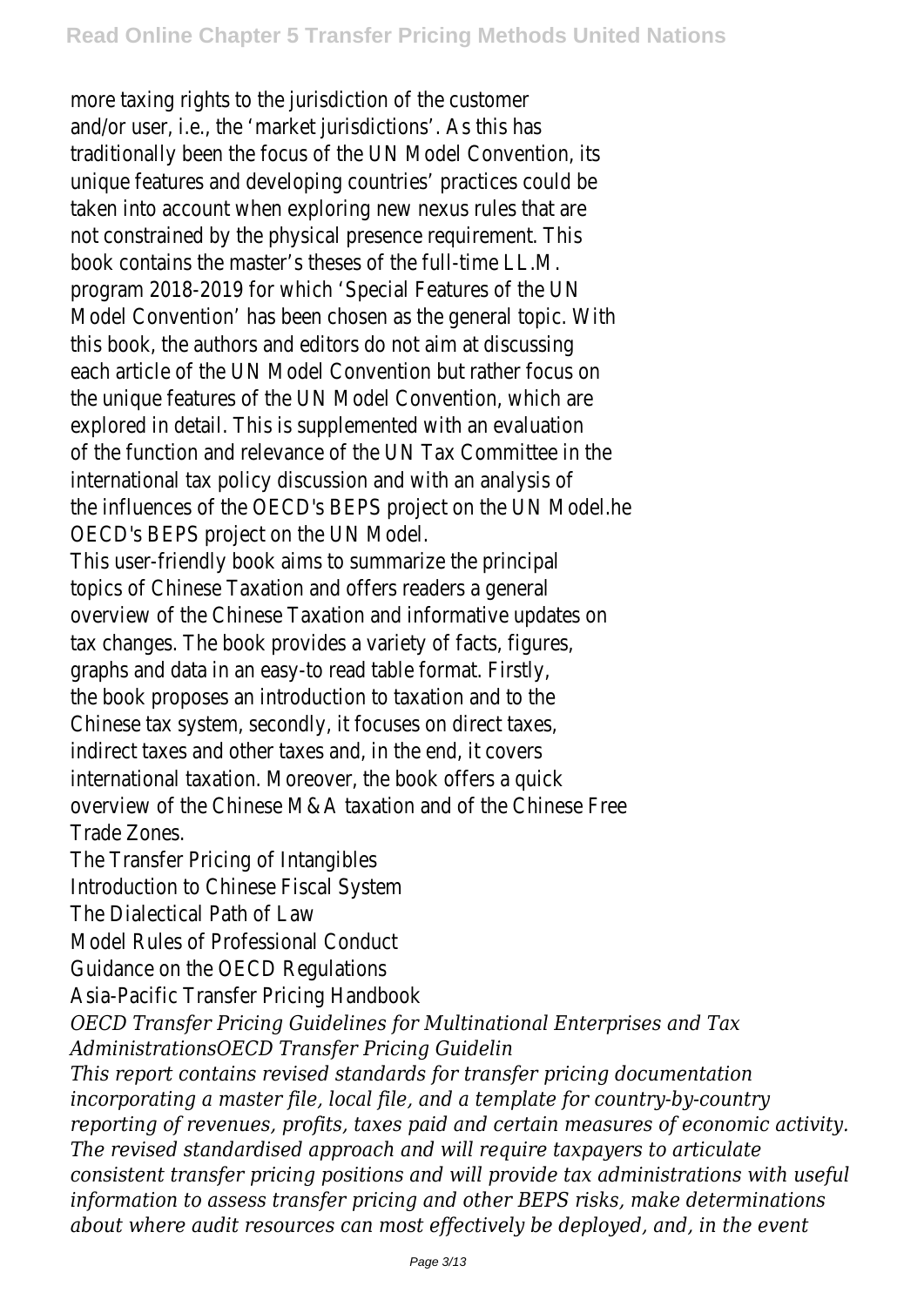more taxing rights to the jurisdiction of the customer and/or user, i.e., the 'market jurisdictions'. As this has traditionally been the focus of the UN Model Convention, its unique features and developing countries' practices could be taken into account when exploring new nexus rules that are not constrained by the physical presence requirement. This book contains the master's theses of the full-time LL.M. program 2018-2019 for which 'Special Features of the UN Model Convention' has been chosen as the general topic. With this book, the authors and editors do not aim at discussing each article of the UN Model Convention but rather focus on the unique features of the UN Model Convention, which are explored in detail. This is supplemented with an evaluation of the function and relevance of the UN Tax Committee in the international tax policy discussion and with an analysis of the influences of the OECD's BEPS project on the UN Model.he OECD's BEPS project on the UN Model.

This user-friendly book aims to summarize the principal topics of Chinese Taxation and offers readers a general overview of the Chinese Taxation and informative updates on tax changes. The book provides a variety of facts, figures, graphs and data in an easy-to read table format. Firstly, the book proposes an introduction to taxation and to the Chinese tax system, secondly, it focuses on direct taxes, indirect taxes and other taxes and, in the end, it covers international taxation. Moreover, the book offers a quick overview of the Chinese M&A taxation and of the Chinese Free Trade Zones.

The Transfer Pricing of Intangibles

Introduction to Chinese Fiscal System

The Dialectical Path of Law

Model Rules of Professional Conduct

Guidance on the OECD Regulations

Asia-Pacific Transfer Pricing Handbook

*OECD Transfer Pricing Guidelines for Multinational Enterprises and Tax AdministrationsOECD Transfer Pricing Guidelin*

*This report contains revised standards for transfer pricing documentation incorporating a master file, local file, and a template for country-by-country reporting of revenues, profits, taxes paid and certain measures of economic activity. The revised standardised approach and will require taxpayers to articulate consistent transfer pricing positions and will provide tax administrations with useful information to assess transfer pricing and other BEPS risks, make determinations about where audit resources can most effectively be deployed, and, in the event*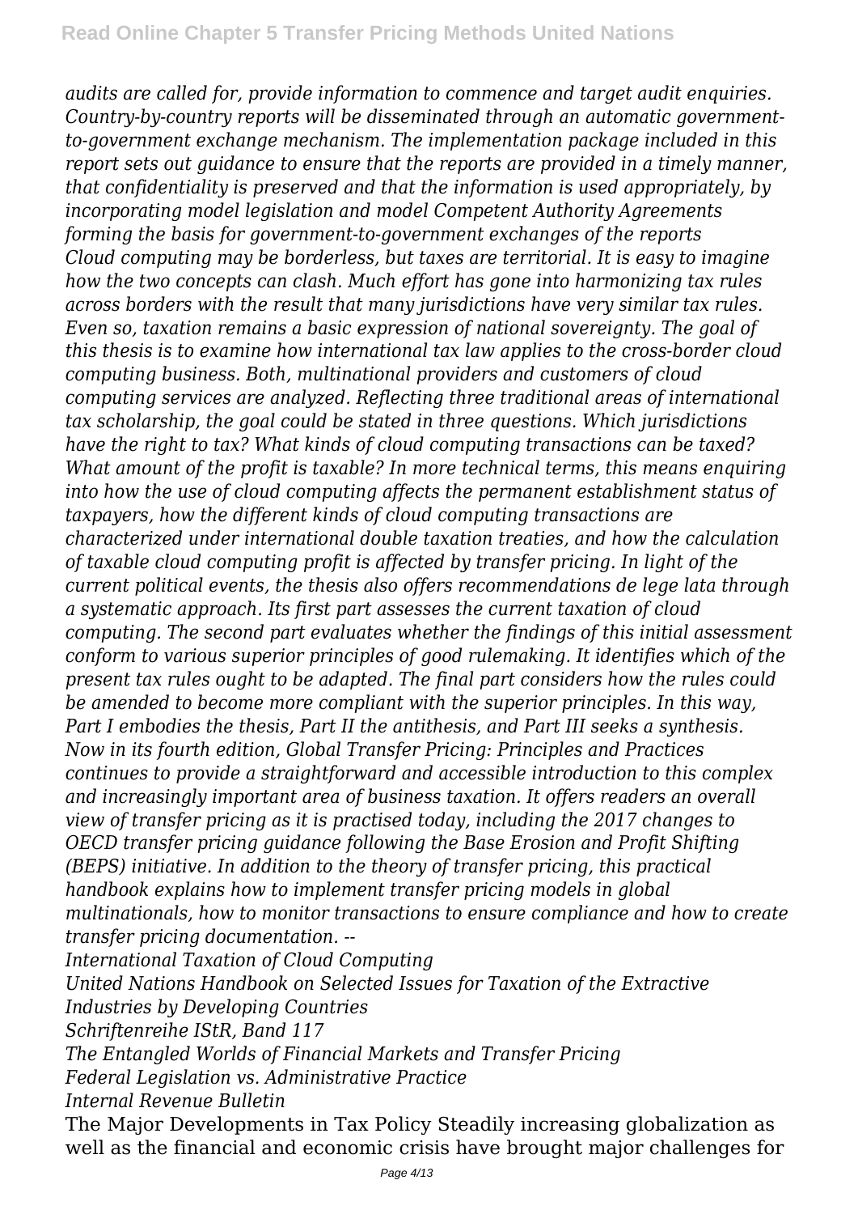*audits are called for, provide information to commence and target audit enquiries. Country-by-country reports will be disseminated through an automatic government-to-government exchange mechanism. The implementation package included in this report sets out guidance to ensure that the reports are provided in a timely manner, that confidentiality is preserved and that the information is used appropriately, by incorporating model legislation and model Competent Authority Agreements forming the basis for government-to-government exchanges of the reports*

*Cloud computing may be borderless, but taxes are territorial. It is easy to imagine how the two concepts can clash. Much effort has gone into harmonizing tax rules across borders with the result that many jurisdictions have very similar tax rules. Even so, taxation remains a basic expression of national sovereignty. The goal of this thesis is to examine how international tax law applies to the cross-border cloud computing business. Both, multinational providers and customers of cloud computing services are analyzed. Reflecting three traditional areas of international tax scholarship, the goal could be stated in three questions. Which jurisdictions have the right to tax? What kinds of cloud computing transactions can be taxed? What amount of the profit is taxable? In more technical terms, this means enquiring into how the use of cloud computing affects the permanent establishment status of taxpayers, how the different kinds of cloud computing transactions are characterized under international double taxation treaties, and how the calculation of taxable cloud computing profit is affected by transfer pricing. In light of the current political events, the thesis also offers recommendations de lege lata through a systematic approach. Its first part assesses the current taxation of cloud computing. The second part evaluates whether the findings of this initial assessment conform to various superior principles of good rulemaking. It identifies which of the present tax rules ought to be adapted. The final part considers how the rules could be amended to become more compliant with the superior principles. In this way, Part I embodies the thesis, Part II the antithesis, and Part III seeks a synthesis.*

*Now in its fourth edition, Global Transfer Pricing: Principles and Practices continues to provide a straightforward and accessible introduction to this complex and increasingly important area of business taxation. It offers readers an overall view of transfer pricing as it is practised today, including the 2017 changes to OECD transfer pricing guidance following the Base Erosion and Profit Shifting (BEPS) initiative. In addition to the theory of transfer pricing, this practical handbook explains how to implement transfer pricing models in global multinationals, how to monitor transactions to ensure compliance and how to create transfer pricing documentation. --*

*International Taxation of Cloud Computing*

*United Nations Handbook on Selected Issues for Taxation of the Extractive Industries by Developing Countries*

*Schriftenreihe IStR, Band 117*

*The Entangled Worlds of Financial Markets and Transfer Pricing*

*Federal Legislation vs. Administrative Practice*

*Internal Revenue Bulletin*

The Major Developments in Tax Policy Steadily increasing globalization as well as the financial and economic crisis have brought major challenges for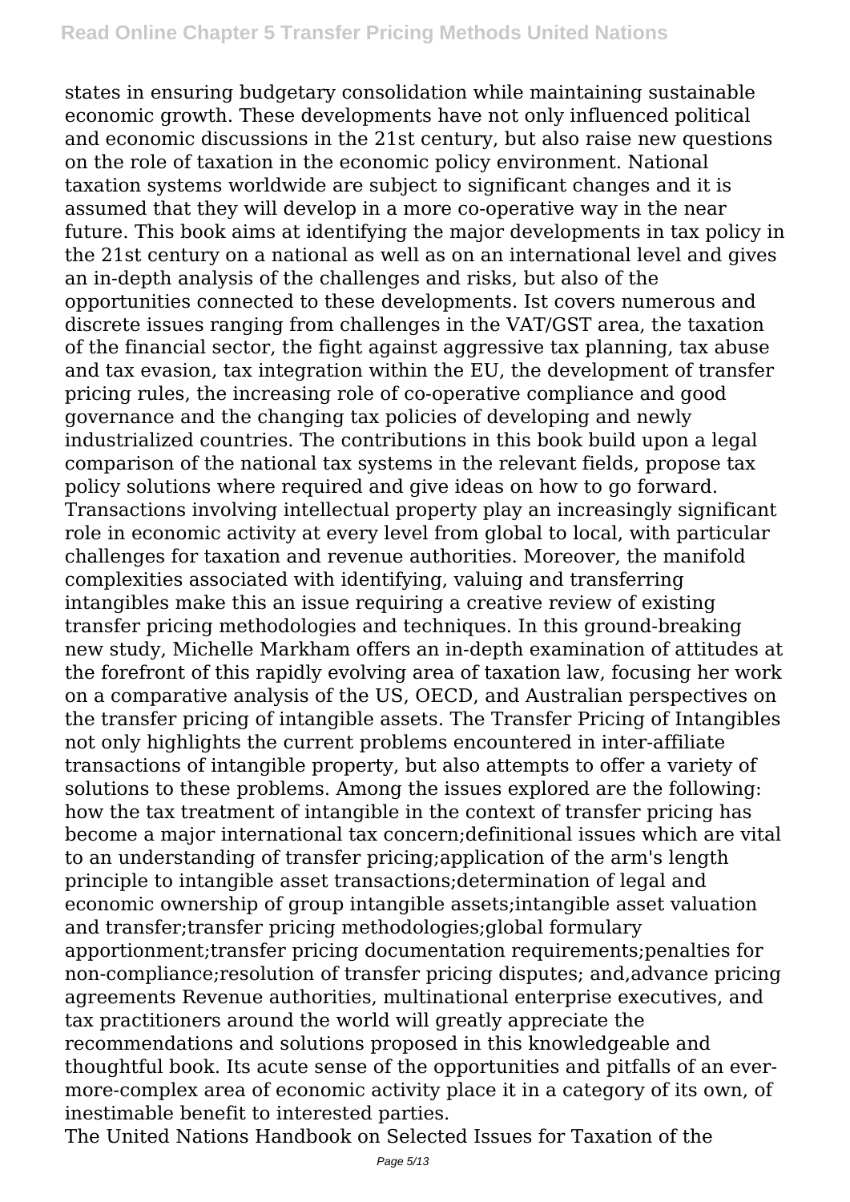states in ensuring budgetary consolidation while maintaining sustainable economic growth. These developments have not only influenced political and economic discussions in the 21st century, but also raise new questions on the role of taxation in the economic policy environment. National taxation systems worldwide are subject to significant changes and it is assumed that they will develop in a more co-operative way in the near future. This book aims at identifying the major developments in tax policy in the 21st century on a national as well as on an international level and gives an in-depth analysis of the challenges and risks, but also of the opportunities connected to these developments. Ist covers numerous and discrete issues ranging from challenges in the VAT/GST area, the taxation of the financial sector, the fight against aggressive tax planning, tax abuse and tax evasion, tax integration within the EU, the development of transfer pricing rules, the increasing role of co-operative compliance and good governance and the changing tax policies of developing and newly industrialized countries. The contributions in this book build upon a legal comparison of the national tax systems in the relevant fields, propose tax policy solutions where required and give ideas on how to go forward. Transactions involving intellectual property play an increasingly significant role in economic activity at every level from global to local, with particular challenges for taxation and revenue authorities. Moreover, the manifold complexities associated with identifying, valuing and transferring intangibles make this an issue requiring a creative review of existing transfer pricing methodologies and techniques. In this ground-breaking new study, Michelle Markham offers an in-depth examination of attitudes at the forefront of this rapidly evolving area of taxation law, focusing her work on a comparative analysis of the US, OECD, and Australian perspectives on the transfer pricing of intangible assets. The Transfer Pricing of Intangibles not only highlights the current problems encountered in inter-affiliate transactions of intangible property, but also attempts to offer a variety of solutions to these problems. Among the issues explored are the following: how the tax treatment of intangible in the context of transfer pricing has become a major international tax concern;definitional issues which are vital to an understanding of transfer pricing;application of the arm's length principle to intangible asset transactions;determination of legal and economic ownership of group intangible assets;intangible asset valuation and transfer;transfer pricing methodologies;global formulary apportionment;transfer pricing documentation requirements;penalties for non-compliance;resolution of transfer pricing disputes; and,advance pricing agreements Revenue authorities, multinational enterprise executives, and tax practitioners around the world will greatly appreciate the recommendations and solutions proposed in this knowledgeable and thoughtful book. Its acute sense of the opportunities and pitfalls of an ever-more-complex area of economic activity place it in a category of its own, of inestimable benefit to interested parties.

The United Nations Handbook on Selected Issues for Taxation of the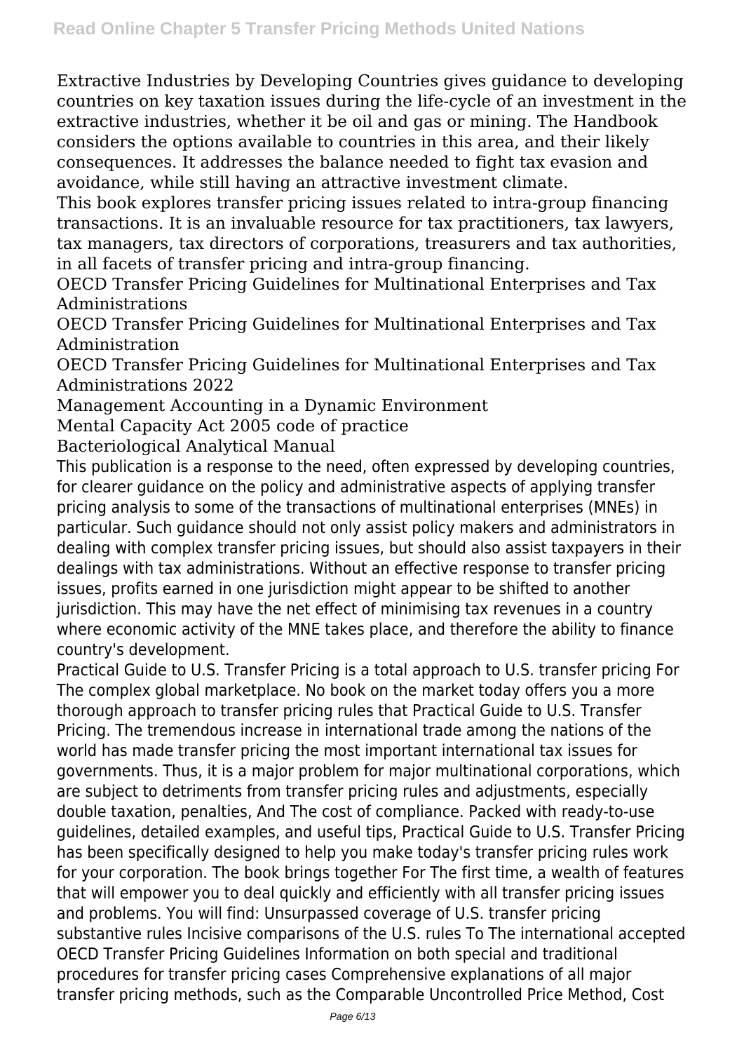Extractive Industries by Developing Countries gives guidance to developing countries on key taxation issues during the life-cycle of an investment in the extractive industries, whether it be oil and gas or mining. The Handbook considers the options available to countries in this area, and their likely consequences. It addresses the balance needed to fight tax evasion and avoidance, while still having an attractive investment climate.

This book explores transfer pricing issues related to intra-group financing transactions. It is an invaluable resource for tax practitioners, tax lawyers, tax managers, tax directors of corporations, treasurers and tax authorities, in all facets of transfer pricing and intra-group financing.

OECD Transfer Pricing Guidelines for Multinational Enterprises and Tax Administrations

OECD Transfer Pricing Guidelines for Multinational Enterprises and Tax Administration

OECD Transfer Pricing Guidelines for Multinational Enterprises and Tax Administrations 2022

Management Accounting in a Dynamic Environment

Mental Capacity Act 2005 code of practice

Bacteriological Analytical Manual

This publication is a response to the need, often expressed by developing countries, for clearer guidance on the policy and administrative aspects of applying transfer pricing analysis to some of the transactions of multinational enterprises (MNEs) in particular. Such guidance should not only assist policy makers and administrators in dealing with complex transfer pricing issues, but should also assist taxpayers in their dealings with tax administrations. Without an effective response to transfer pricing issues, profits earned in one jurisdiction might appear to be shifted to another jurisdiction. This may have the net effect of minimising tax revenues in a country where economic activity of the MNE takes place, and therefore the ability to finance country's development.

Practical Guide to U.S. Transfer Pricing is a total approach to U.S. transfer pricing For The complex global marketplace. No book on the market today offers you a more thorough approach to transfer pricing rules that Practical Guide to U.S. Transfer Pricing. The tremendous increase in international trade among the nations of the world has made transfer pricing the most important international tax issues for governments. Thus, it is a major problem for major multinational corporations, which are subject to detriments from transfer pricing rules and adjustments, especially double taxation, penalties, And The cost of compliance. Packed with ready-to-use guidelines, detailed examples, and useful tips, Practical Guide to U.S. Transfer Pricing has been specifically designed to help you make today's transfer pricing rules work for your corporation. The book brings together For The first time, a wealth of features that will empower you to deal quickly and efficiently with all transfer pricing issues and problems. You will find: Unsurpassed coverage of U.S. transfer pricing substantive rules Incisive comparisons of the U.S. rules To The international accepted OECD Transfer Pricing Guidelines Information on both special and traditional procedures for transfer pricing cases Comprehensive explanations of all major transfer pricing methods, such as the Comparable Uncontrolled Price Method, Cost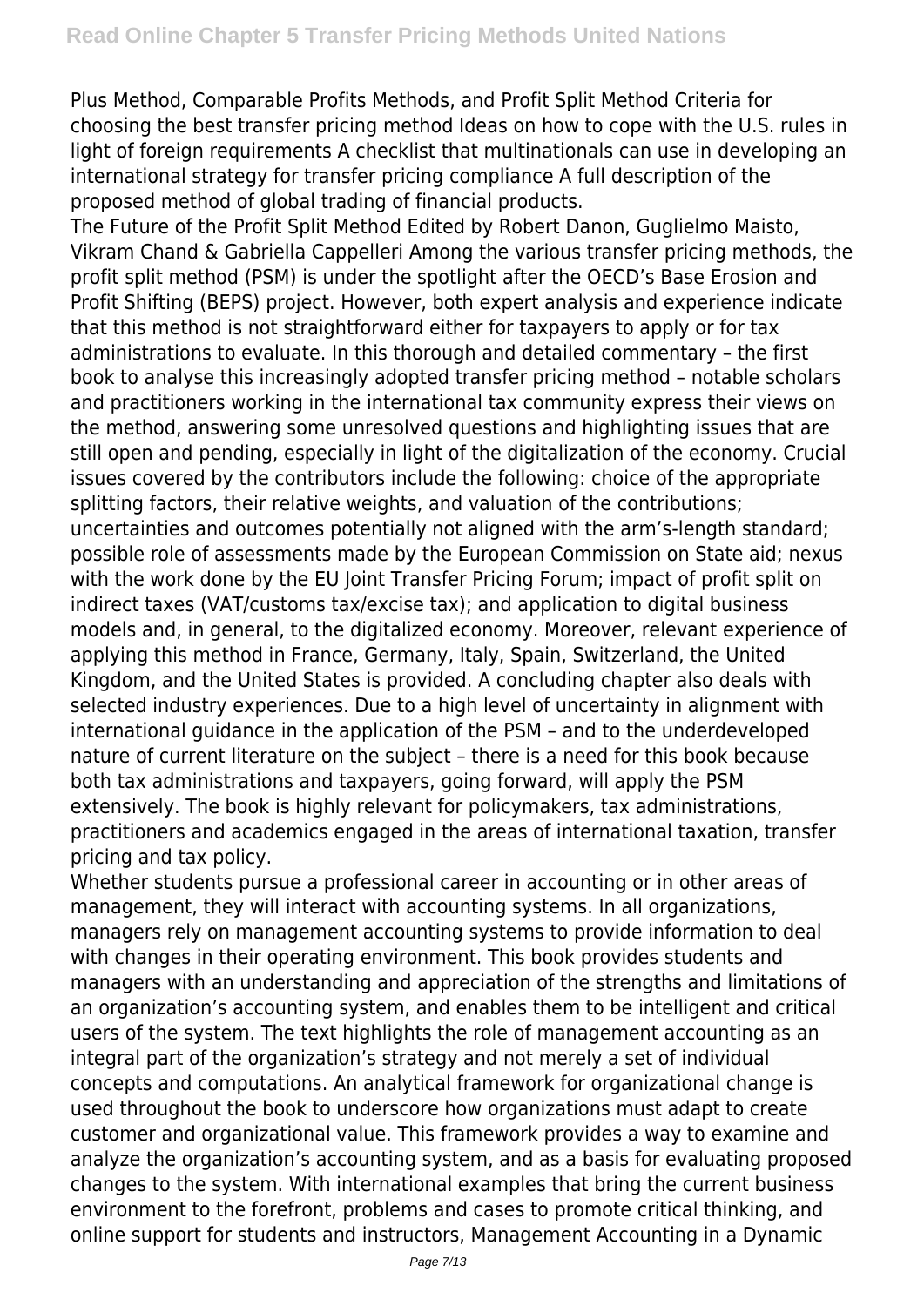Plus Method, Comparable Profits Methods, and Profit Split Method Criteria for choosing the best transfer pricing method Ideas on how to cope with the U.S. rules in light of foreign requirements A checklist that multinationals can use in developing an international strategy for transfer pricing compliance A full description of the proposed method of global trading of financial products.

The Future of the Profit Split Method Edited by Robert Danon, Guglielmo Maisto, Vikram Chand & Gabriella Cappelleri Among the various transfer pricing methods, the profit split method (PSM) is under the spotlight after the OECD's Base Erosion and Profit Shifting (BEPS) project. However, both expert analysis and experience indicate that this method is not straightforward either for taxpayers to apply or for tax administrations to evaluate. In this thorough and detailed commentary – the first book to analyse this increasingly adopted transfer pricing method – notable scholars and practitioners working in the international tax community express their views on the method, answering some unresolved questions and highlighting issues that are still open and pending, especially in light of the digitalization of the economy. Crucial issues covered by the contributors include the following: choice of the appropriate splitting factors, their relative weights, and valuation of the contributions; uncertainties and outcomes potentially not aligned with the arm's-length standard; possible role of assessments made by the European Commission on State aid; nexus with the work done by the EU Joint Transfer Pricing Forum; impact of profit split on indirect taxes (VAT/customs tax/excise tax); and application to digital business models and, in general, to the digitalized economy. Moreover, relevant experience of applying this method in France, Germany, Italy, Spain, Switzerland, the United Kingdom, and the United States is provided. A concluding chapter also deals with selected industry experiences. Due to a high level of uncertainty in alignment with international guidance in the application of the PSM – and to the underdeveloped nature of current literature on the subject – there is a need for this book because both tax administrations and taxpayers, going forward, will apply the PSM extensively. The book is highly relevant for policymakers, tax administrations, practitioners and academics engaged in the areas of international taxation, transfer pricing and tax policy.

Whether students pursue a professional career in accounting or in other areas of management, they will interact with accounting systems. In all organizations, managers rely on management accounting systems to provide information to deal with changes in their operating environment. This book provides students and managers with an understanding and appreciation of the strengths and limitations of an organization's accounting system, and enables them to be intelligent and critical users of the system. The text highlights the role of management accounting as an integral part of the organization's strategy and not merely a set of individual concepts and computations. An analytical framework for organizational change is used throughout the book to underscore how organizations must adapt to create customer and organizational value. This framework provides a way to examine and analyze the organization's accounting system, and as a basis for evaluating proposed changes to the system. With international examples that bring the current business environment to the forefront, problems and cases to promote critical thinking, and online support for students and instructors, Management Accounting in a Dynamic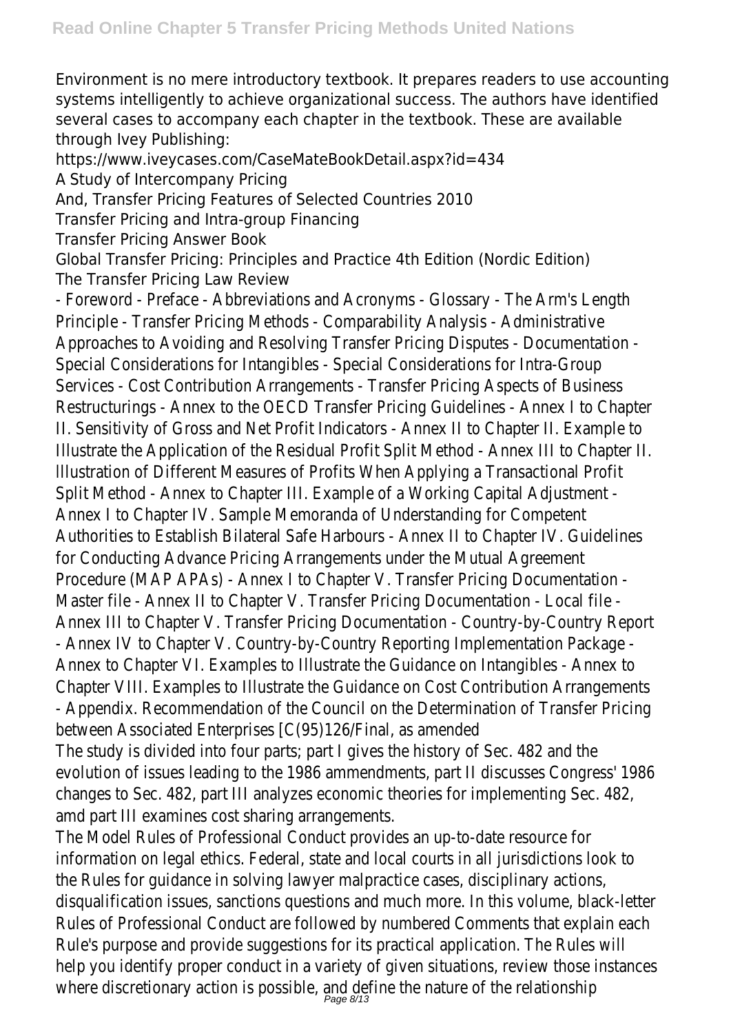Environment is no mere introductory textbook. It prepares readers to use accounting systems intelligently to achieve organizational success. The authors have identified several cases to accompany each chapter in the textbook. These are available through Ivey Publishing:

https://www.iveycases.com/CaseMateBookDetail.aspx?id=434

A Study of Intercompany Pricing

And, Transfer Pricing Features of Selected Countries 2010

Transfer Pricing and Intra-group Financing

Transfer Pricing Answer Book

Global Transfer Pricing: Principles and Practice 4th Edition (Nordic Edition)

The Transfer Pricing Law Review

- Foreword - Preface - Abbreviations and Acronyms - Glossary - The Arm's Length Principle - Transfer Pricing Methods - Comparability Analysis - Administrative Approaches to Avoiding and Resolving Transfer Pricing Disputes - Documentation - Special Considerations for Intangibles - Special Considerations for Intra-Group Services - Cost Contribution Arrangements - Transfer Pricing Aspects of Business Restructurings - Annex to the OECD Transfer Pricing Guidelines - Annex I to Chapter II. Sensitivity of Gross and Net Profit Indicators - Annex II to Chapter II. Example to Illustrate the Application of the Residual Profit Split Method - Annex III to Chapter II. Illustration of Different Measures of Profits When Applying a Transactional Profit Split Method - Annex to Chapter III. Example of a Working Capital Adjustment - Annex I to Chapter IV. Sample Memoranda of Understanding for Competent Authorities to Establish Bilateral Safe Harbours - Annex II to Chapter IV. Guidelines for Conducting Advance Pricing Arrangements under the Mutual Agreement Procedure (MAP APAs) - Annex I to Chapter V. Transfer Pricing Documentation - Master file - Annex II to Chapter V. Transfer Pricing Documentation - Local file - Annex III to Chapter V. Transfer Pricing Documentation - Country-by-Country Report - Annex IV to Chapter V. Country-by-Country Reporting Implementation Package - Annex to Chapter VI. Examples to Illustrate the Guidance on Intangibles - Annex to Chapter VIII. Examples to Illustrate the Guidance on Cost Contribution Arrangements - Appendix. Recommendation of the Council on the Determination of Transfer Pricing between Associated Enterprises [C(95)126/Final, as amended

The study is divided into four parts; part I gives the history of Sec. 482 and the evolution of issues leading to the 1986 ammendments, part II discusses Congress' 1986 changes to Sec. 482, part III analyzes economic theories for implementing Sec. 482, amd part III examines cost sharing arrangements.

The Model Rules of Professional Conduct provides an up-to-date resource for information on legal ethics. Federal, state and local courts in all jurisdictions look to the Rules for guidance in solving lawyer malpractice cases, disciplinary actions, disqualification issues, sanctions questions and much more. In this volume, black-letter Rules of Professional Conduct are followed by numbered Comments that explain each Rule's purpose and provide suggestions for its practical application. The Rules will help you identify proper conduct in a variety of given situations, review those instances where discretionary action is possible, and define the nature of the relationship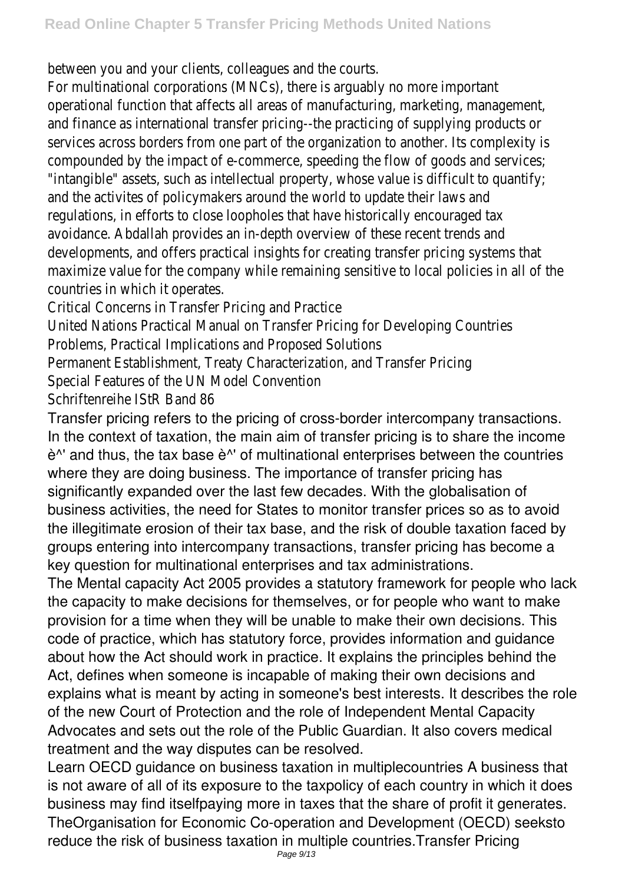between you and your clients, colleagues and the courts.

For multinational corporations (MNCs), there is arguably no more important operational function that affects all areas of manufacturing, marketing, management, and finance as international transfer pricing--the practicing of supplying products or services across borders from one part of the organization to another. Its complexity is compounded by the impact of e-commerce, speeding the flow of goods and services; "intangible" assets, such as intellectual property, whose value is difficult to quantify; and the activites of policymakers around the world to update their laws and regulations, in efforts to close loopholes that have historically encouraged tax avoidance. Abdallah provides an in-depth overview of these recent trends and developments, and offers practical insights for creating transfer pricing systems that maximize value for the company while remaining sensitive to local policies in all of the countries in which it operates.

Critical Concerns in Transfer Pricing and Practice

United Nations Practical Manual on Transfer Pricing for Developing Countries

Problems, Practical Implications and Proposed Solutions

Permanent Establishment, Treaty Characterization, and Transfer Pricing

Special Features of the UN Model Convention

Schriftenreihe IStR Band 86

Transfer pricing refers to the pricing of cross-border intercompany transactions. In the context of taxation, the main aim of transfer pricing is to share the income è^' and thus, the tax base è^' of multinational enterprises between the countries where they are doing business. The importance of transfer pricing has significantly expanded over the last few decades. With the globalisation of business activities, the need for States to monitor transfer prices so as to avoid the illegitimate erosion of their tax base, and the risk of double taxation faced by groups entering into intercompany transactions, transfer pricing has become a key question for multinational enterprises and tax administrations.

The Mental capacity Act 2005 provides a statutory framework for people who lack the capacity to make decisions for themselves, or for people who want to make provision for a time when they will be unable to make their own decisions. This code of practice, which has statutory force, provides information and guidance about how the Act should work in practice. It explains the principles behind the Act, defines when someone is incapable of making their own decisions and explains what is meant by acting in someone's best interests. It describes the role of the new Court of Protection and the role of Independent Mental Capacity Advocates and sets out the role of the Public Guardian. It also covers medical treatment and the way disputes can be resolved.

Learn OECD guidance on business taxation in multiplecountries A business that is not aware of all of its exposure to the taxpolicy of each country in which it does business may find itselfpaying more in taxes that the share of profit it generates. TheOrganisation for Economic Co-operation and Development (OECD) seeksto reduce the risk of business taxation in multiple countries.Transfer Pricing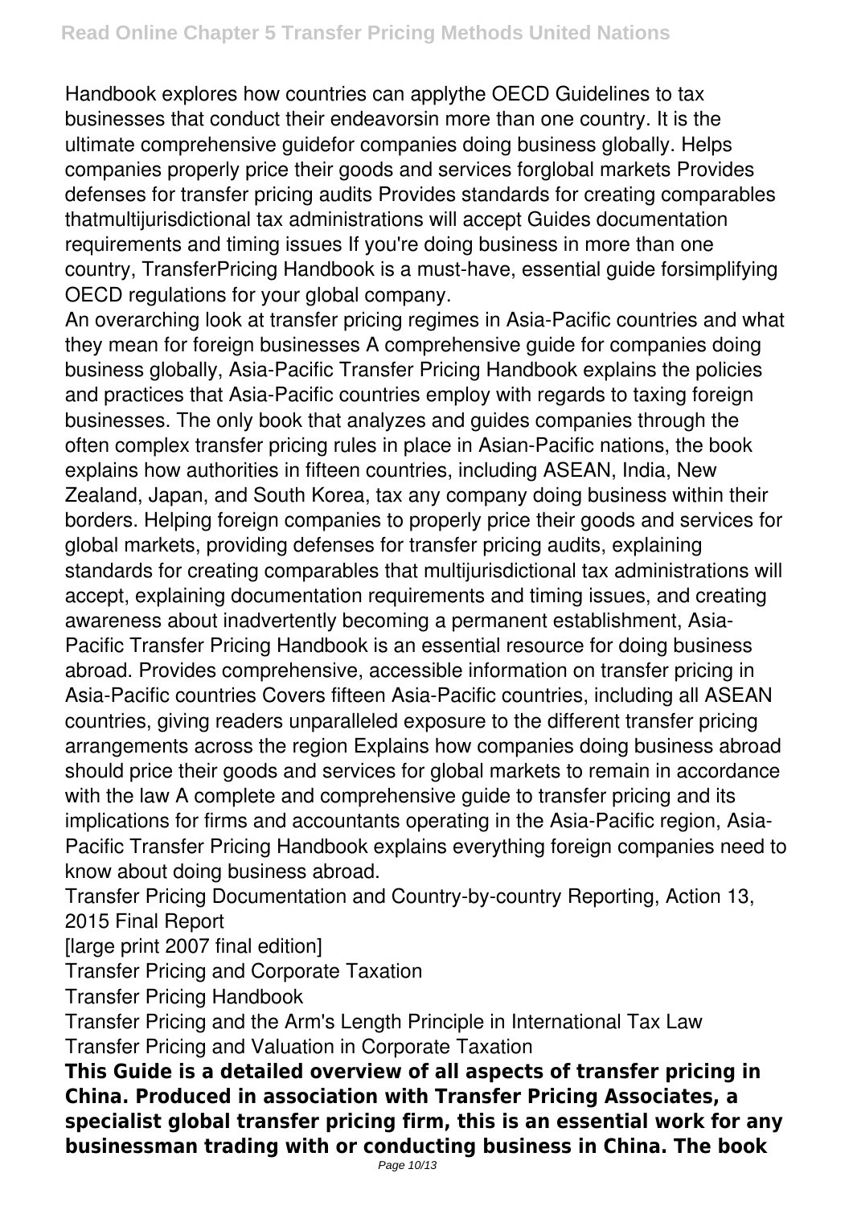Handbook explores how countries can applythe OECD Guidelines to tax businesses that conduct their endeavorsin more than one country. It is the ultimate comprehensive guidefor companies doing business globally. Helps companies properly price their goods and services forglobal markets Provides defenses for transfer pricing audits Provides standards for creating comparables thatmultijurisdictional tax administrations will accept Guides documentation requirements and timing issues If you're doing business in more than one country, TransferPricing Handbook is a must-have, essential guide forsimplifying OECD regulations for your global company.

An overarching look at transfer pricing regimes in Asia-Pacific countries and what they mean for foreign businesses A comprehensive guide for companies doing business globally, Asia-Pacific Transfer Pricing Handbook explains the policies and practices that Asia-Pacific countries employ with regards to taxing foreign businesses. The only book that analyzes and guides companies through the often complex transfer pricing rules in place in Asian-Pacific nations, the book explains how authorities in fifteen countries, including ASEAN, India, New Zealand, Japan, and South Korea, tax any company doing business within their borders. Helping foreign companies to properly price their goods and services for global markets, providing defenses for transfer pricing audits, explaining standards for creating comparables that multijurisdictional tax administrations will accept, explaining documentation requirements and timing issues, and creating awareness about inadvertently becoming a permanent establishment, Asia-Pacific Transfer Pricing Handbook is an essential resource for doing business abroad. Provides comprehensive, accessible information on transfer pricing in Asia-Pacific countries Covers fifteen Asia-Pacific countries, including all ASEAN countries, giving readers unparalleled exposure to the different transfer pricing arrangements across the region Explains how companies doing business abroad should price their goods and services for global markets to remain in accordance with the law A complete and comprehensive guide to transfer pricing and its implications for firms and accountants operating in the Asia-Pacific region, Asia-Pacific Transfer Pricing Handbook explains everything foreign companies need to know about doing business abroad.

Transfer Pricing Documentation and Country-by-country Reporting, Action 13, 2015 Final Report

[large print 2007 final edition]

Transfer Pricing and Corporate Taxation

Transfer Pricing Handbook

Transfer Pricing and the Arm's Length Principle in International Tax Law

Transfer Pricing and Valuation in Corporate Taxation

**This Guide is a detailed overview of all aspects of transfer pricing in China. Produced in association with Transfer Pricing Associates, a specialist global transfer pricing firm, this is an essential work for any businessman trading with or conducting business in China. The book**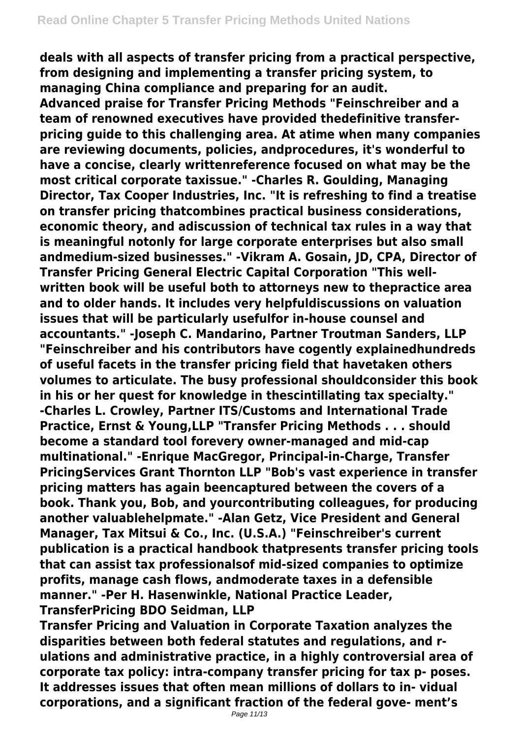**deals with all aspects of transfer pricing from a practical perspective, from designing and implementing a transfer pricing system, to managing China compliance and preparing for an audit.**

**Advanced praise for Transfer Pricing Methods "Feinschreiber and a team of renowned executives have provided thedefinitive transfer-pricing guide to this challenging area. At atime when many companies are reviewing documents, policies, andprocedures, it's wonderful to have a concise, clearly writtenreference focused on what may be the most critical corporate taxissue." -Charles R. Goulding, Managing Director, Tax Cooper Industries, Inc. "It is refreshing to find a treatise on transfer pricing thatcombines practical business considerations, economic theory, and adiscussion of technical tax rules in a way that is meaningful notonly for large corporate enterprises but also small andmedium-sized businesses." -Vikram A. Gosain, JD, CPA, Director of Transfer Pricing General Electric Capital Corporation "This well-written book will be useful both to attorneys new to thepractice area and to older hands. It includes very helpfuldiscussions on valuation issues that will be particularly usefulfor in-house counsel and accountants." -Joseph C. Mandarino, Partner Troutman Sanders, LLP "Feinschreiber and his contributors have cogently explainedhundreds of useful facets in the transfer pricing field that havetaken others volumes to articulate. The busy professional shouldconsider this book in his or her quest for knowledge in thescintillating tax specialty." -Charles L. Crowley, Partner ITS/Customs and International Trade Practice, Ernst & Young,LLP "Transfer Pricing Methods . . . should become a standard tool forevery owner-managed and mid-cap multinational." -Enrique MacGregor, Principal-in-Charge, Transfer PricingServices Grant Thornton LLP "Bob's vast experience in transfer pricing matters has again beencaptured between the covers of a book. Thank you, Bob, and yourcontributing colleagues, for producing another valuablehelpmate." -Alan Getz, Vice President and General Manager, Tax Mitsui & Co., Inc. (U.S.A.) "Feinschreiber's current publication is a practical handbook thatpresents transfer pricing tools that can assist tax professionalsof mid-sized companies to optimize profits, manage cash flows, andmoderate taxes in a defensible manner." -Per H. Hasenwinkle, National Practice Leader, TransferPricing BDO Seidman, LLP**

**Transfer Pricing and Valuation in Corporate Taxation analyzes the disparities between both federal statutes and regulations, and r- ulations and administrative practice, in a highly controversial area of corporate tax policy: intra-company transfer pricing for tax p- poses. It addresses issues that often mean millions of dollars to in- vidual corporations, and a significant fraction of the federal gove- ment's**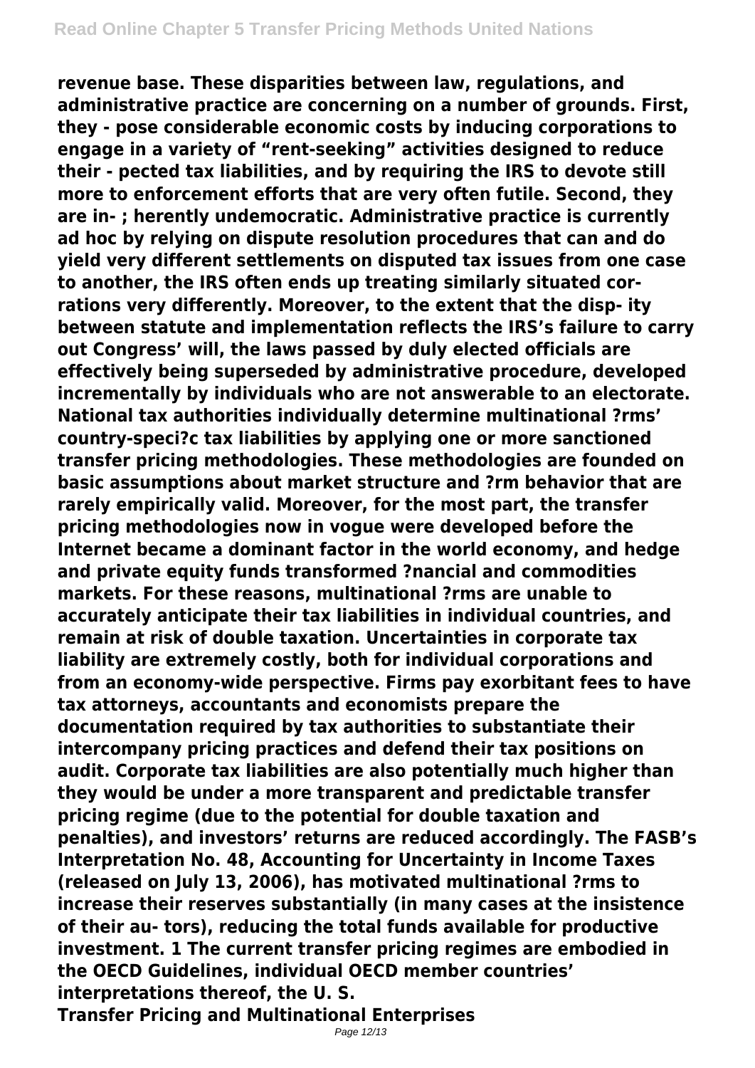revenue base. These disparities between law, regulations, and administrative practice are concerning on a number of grounds. First, they - pose considerable economic costs by inducing corporations to engage in a variety of "rent-seeking" activities designed to reduce their - pected tax liabilities, and by requiring the IRS to devote still more to enforcement efforts that are very often futile. Second, they are in- ; herently undemocratic. Administrative practice is currently ad hoc by relying on dispute resolution procedures that can and do yield very different settlements on disputed tax issues from one case to another, the IRS often ends up treating similarly situated cor- rations very differently. Moreover, to the extent that the disp- ity between statute and implementation reflects the IRS's failure to carry out Congress' will, the laws passed by duly elected officials are effectively being superseded by administrative procedure, developed incrementally by individuals who are not answerable to an electorate. National tax authorities individually determine multinational ?rms' country-speci?c tax liabilities by applying one or more sanctioned transfer pricing methodologies. These methodologies are founded on basic assumptions about market structure and ?rm behavior that are rarely empirically valid. Moreover, for the most part, the transfer pricing methodologies now in vogue were developed before the Internet became a dominant factor in the world economy, and hedge and private equity funds transformed ?nancial and commodities markets. For these reasons, multinational ?rms are unable to accurately anticipate their tax liabilities in individual countries, and remain at risk of double taxation. Uncertainties in corporate tax liability are extremely costly, both for individual corporations and from an economy-wide perspective. Firms pay exorbitant fees to have tax attorneys, accountants and economists prepare the documentation required by tax authorities to substantiate their intercompany pricing practices and defend their tax positions on audit. Corporate tax liabilities are also potentially much higher than they would be under a more transparent and predictable transfer pricing regime (due to the potential for double taxation and penalties), and investors' returns are reduced accordingly. The FASB's Interpretation No. 48, Accounting for Uncertainty in Income Taxes (released on July 13, 2006), has motivated multinational ?rms to increase their reserves substantially (in many cases at the insistence of their au- tors), reducing the total funds available for productive investment. 1 The current transfer pricing regimes are embodied in the OECD Guidelines, individual OECD member countries' interpretations thereof, the U. S.

**Transfer Pricing and Multinational Enterprises**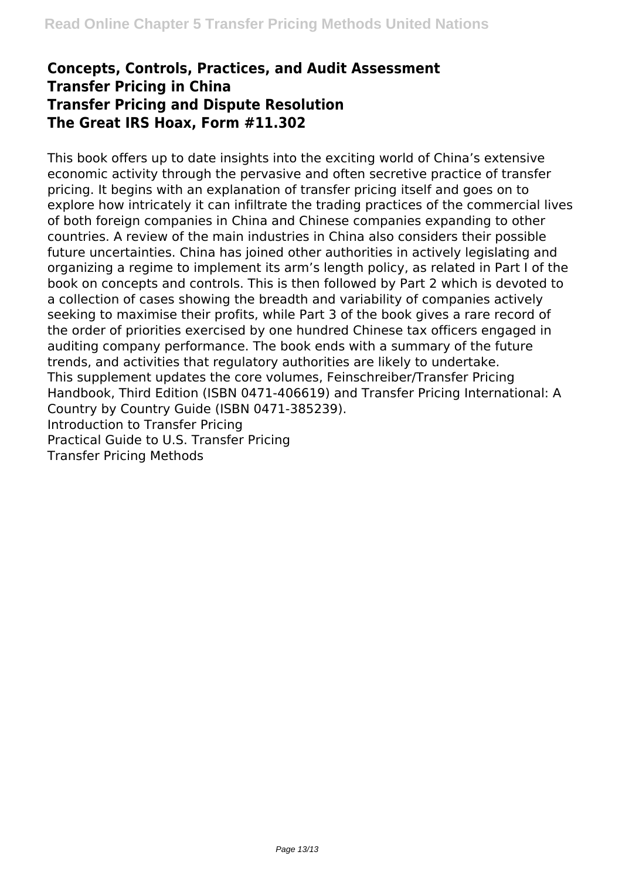**Concepts, Controls, Practices, and Audit Assessment**
**Transfer Pricing in China**
**Transfer Pricing and Dispute Resolution**
**The Great IRS Hoax, Form #11.302**

This book offers up to date insights into the exciting world of China's extensive economic activity through the pervasive and often secretive practice of transfer pricing. It begins with an explanation of transfer pricing itself and goes on to explore how intricately it can infiltrate the trading practices of the commercial lives of both foreign companies in China and Chinese companies expanding to other countries. A review of the main industries in China also considers their possible future uncertainties. China has joined other authorities in actively legislating and organizing a regime to implement its arm's length policy, as related in Part I of the book on concepts and controls. This is then followed by Part 2 which is devoted to a collection of cases showing the breadth and variability of companies actively seeking to maximise their profits, while Part 3 of the book gives a rare record of the order of priorities exercised by one hundred Chinese tax officers engaged in auditing company performance. The book ends with a summary of the future trends, and activities that regulatory authorities are likely to undertake.
This supplement updates the core volumes, Feinschreiber/Transfer Pricing Handbook, Third Edition (ISBN 0471-406619) and Transfer Pricing International: A Country by Country Guide (ISBN 0471-385239).
Introduction to Transfer Pricing
Practical Guide to U.S. Transfer Pricing
Transfer Pricing Methods